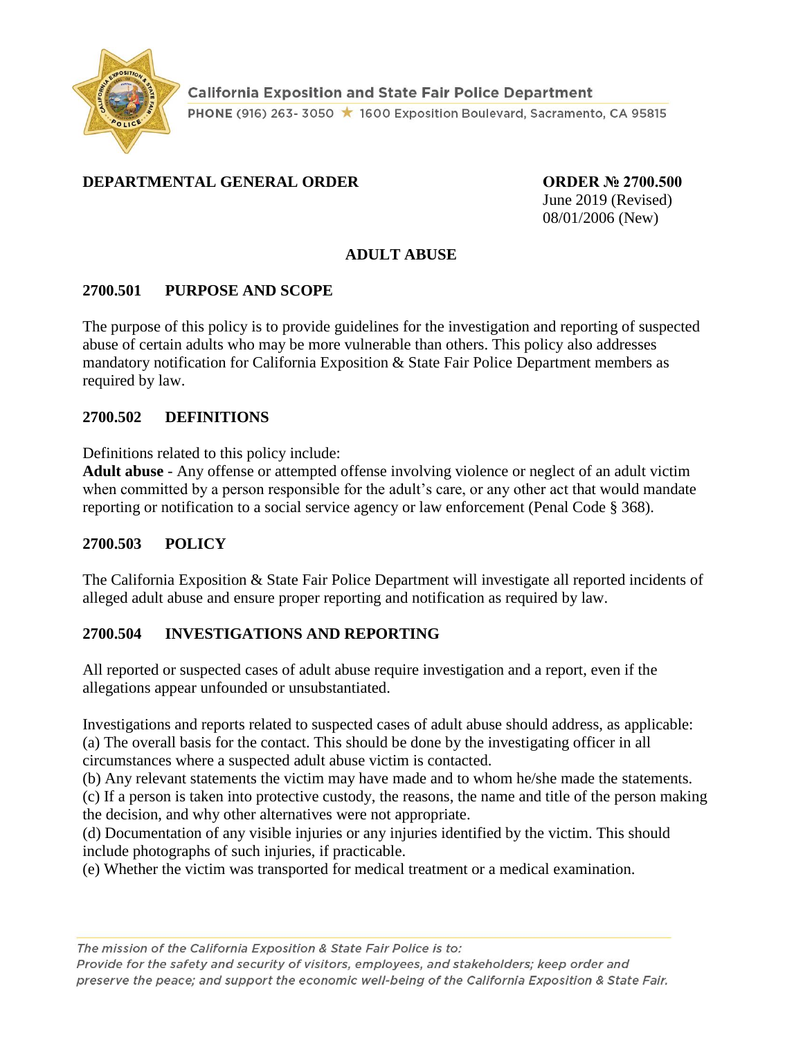California Exposition and State Fair Police Department

PHONE (916) 263- 3050 ★ 1600 Exposition Boulevard, Sacramento, CA 95815

**DEPARTMENTAL GENERAL ORDER**

**ORDER № 2700.500**
June 2019 (Revised)
08/01/2006 (New)

# ADULT ABUSE

## 2700.501 PURPOSE AND SCOPE

The purpose of this policy is to provide guidelines for the investigation and reporting of suspected abuse of certain adults who may be more vulnerable than others. This policy also addresses mandatory notification for California Exposition & State Fair Police Department members as required by law.

## 2700.502 DEFINITIONS

Definitions related to this policy include:
**Adult abuse** - Any offense or attempted offense involving violence or neglect of an adult victim when committed by a person responsible for the adult's care, or any other act that would mandate reporting or notification to a social service agency or law enforcement (Penal Code § 368).

## 2700.503 POLICY

The California Exposition & State Fair Police Department will investigate all reported incidents of alleged adult abuse and ensure proper reporting and notification as required by law.

## 2700.504 INVESTIGATIONS AND REPORTING

All reported or suspected cases of adult abuse require investigation and a report, even if the allegations appear unfounded or unsubstantiated.

Investigations and reports related to suspected cases of adult abuse should address, as applicable:
(a) The overall basis for the contact. This should be done by the investigating officer in all circumstances where a suspected adult abuse victim is contacted.
(b) Any relevant statements the victim may have made and to whom he/she made the statements.
(c) If a person is taken into protective custody, the reasons, the name and title of the person making the decision, and why other alternatives were not appropriate.
(d) Documentation of any visible injuries or any injuries identified by the victim. This should include photographs of such injuries, if practicable.
(e) Whether the victim was transported for medical treatment or a medical examination.

*The mission of the California Exposition & State Fair Police is to:*
*Provide for the safety and security of visitors, employees, and stakeholders; keep order and preserve the peace; and support the economic well-being of the California Exposition & State Fair.*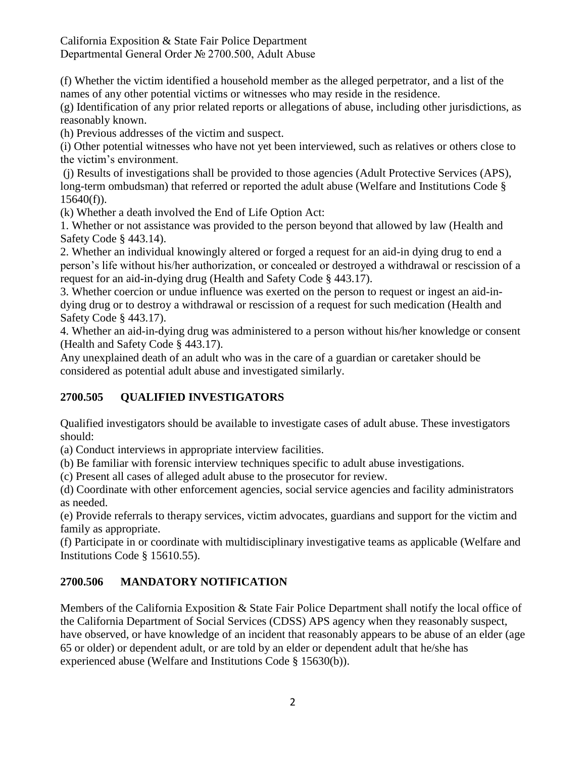(f) Whether the victim identified a household member as the alleged perpetrator, and a list of the names of any other potential victims or witnesses who may reside in the residence.

(g) Identification of any prior related reports or allegations of abuse, including other jurisdictions, as reasonably known.

(h) Previous addresses of the victim and suspect.

(i) Other potential witnesses who have not yet been interviewed, such as relatives or others close to the victim's environment.

(j) Results of investigations shall be provided to those agencies (Adult Protective Services (APS), long-term ombudsman) that referred or reported the adult abuse (Welfare and Institutions Code § 15640(f)).

(k) Whether a death involved the End of Life Option Act:

1. Whether or not assistance was provided to the person beyond that allowed by law (Health and Safety Code § 443.14).
2. Whether an individual knowingly altered or forged a request for an aid-in dying drug to end a person's life without his/her authorization, or concealed or destroyed a withdrawal or rescission of a request for an aid-in-dying drug (Health and Safety Code § 443.17).
3. Whether coercion or undue influence was exerted on the person to request or ingest an aid-in-dying drug or to destroy a withdrawal or rescission of a request for such medication (Health and Safety Code § 443.17).
4. Whether an aid-in-dying drug was administered to a person without his/her knowledge or consent (Health and Safety Code § 443.17).

Any unexplained death of an adult who was in the care of a guardian or caretaker should be considered as potential adult abuse and investigated similarly.

## 2700.505 QUALIFIED INVESTIGATORS

Qualified investigators should be available to investigate cases of adult abuse. These investigators should:

(a) Conduct interviews in appropriate interview facilities.

(b) Be familiar with forensic interview techniques specific to adult abuse investigations.

(c) Present all cases of alleged adult abuse to the prosecutor for review.

(d) Coordinate with other enforcement agencies, social service agencies and facility administrators as needed.

(e) Provide referrals to therapy services, victim advocates, guardians and support for the victim and family as appropriate.

(f) Participate in or coordinate with multidisciplinary investigative teams as applicable (Welfare and Institutions Code § 15610.55).

## 2700.506 MANDATORY NOTIFICATION

Members of the California Exposition & State Fair Police Department shall notify the local office of the California Department of Social Services (CDSS) APS agency when they reasonably suspect, have observed, or have knowledge of an incident that reasonably appears to be abuse of an elder (age 65 or older) or dependent adult, or are told by an elder or dependent adult that he/she has experienced abuse (Welfare and Institutions Code § 15630(b)).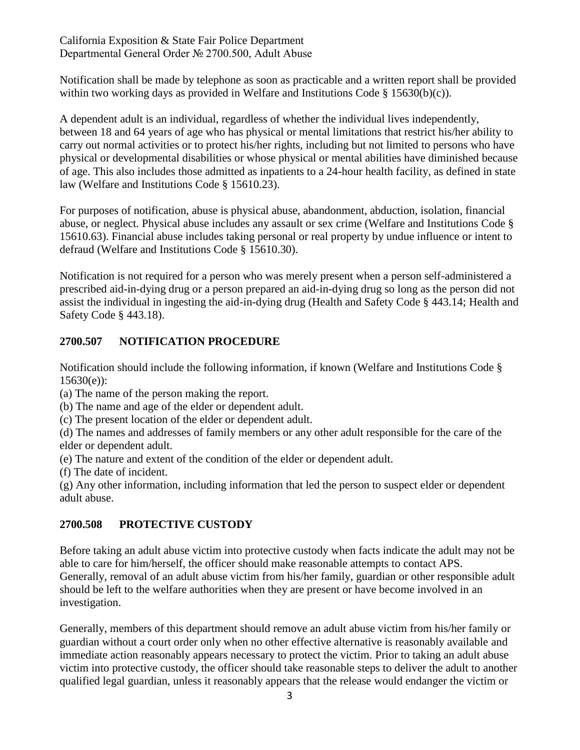Notification shall be made by telephone as soon as practicable and a written report shall be provided within two working days as provided in Welfare and Institutions Code § 15630(b)(c)).

A dependent adult is an individual, regardless of whether the individual lives independently, between 18 and 64 years of age who has physical or mental limitations that restrict his/her ability to carry out normal activities or to protect his/her rights, including but not limited to persons who have physical or developmental disabilities or whose physical or mental abilities have diminished because of age. This also includes those admitted as inpatients to a 24-hour health facility, as defined in state law (Welfare and Institutions Code § 15610.23).

For purposes of notification, abuse is physical abuse, abandonment, abduction, isolation, financial abuse, or neglect. Physical abuse includes any assault or sex crime (Welfare and Institutions Code § 15610.63). Financial abuse includes taking personal or real property by undue influence or intent to defraud (Welfare and Institutions Code § 15610.30).

Notification is not required for a person who was merely present when a person self-administered a prescribed aid-in-dying drug or a person prepared an aid-in-dying drug so long as the person did not assist the individual in ingesting the aid-in-dying drug (Health and Safety Code § 443.14; Health and Safety Code § 443.18).

## 2700.507 NOTIFICATION PROCEDURE

Notification should include the following information, if known (Welfare and Institutions Code § 15630(e)):

(a) The name of the person making the report.
(b) The name and age of the elder or dependent adult.
(c) The present location of the elder or dependent adult.
(d) The names and addresses of family members or any other adult responsible for the care of the elder or dependent adult.
(e) The nature and extent of the condition of the elder or dependent adult.
(f) The date of incident.
(g) Any other information, including information that led the person to suspect elder or dependent adult abuse.

## 2700.508 PROTECTIVE CUSTODY

Before taking an adult abuse victim into protective custody when facts indicate the adult may not be able to care for him/herself, the officer should make reasonable attempts to contact APS. Generally, removal of an adult abuse victim from his/her family, guardian or other responsible adult should be left to the welfare authorities when they are present or have become involved in an investigation.

Generally, members of this department should remove an adult abuse victim from his/her family or guardian without a court order only when no other effective alternative is reasonably available and immediate action reasonably appears necessary to protect the victim. Prior to taking an adult abuse victim into protective custody, the officer should take reasonable steps to deliver the adult to another qualified legal guardian, unless it reasonably appears that the release would endanger the victim or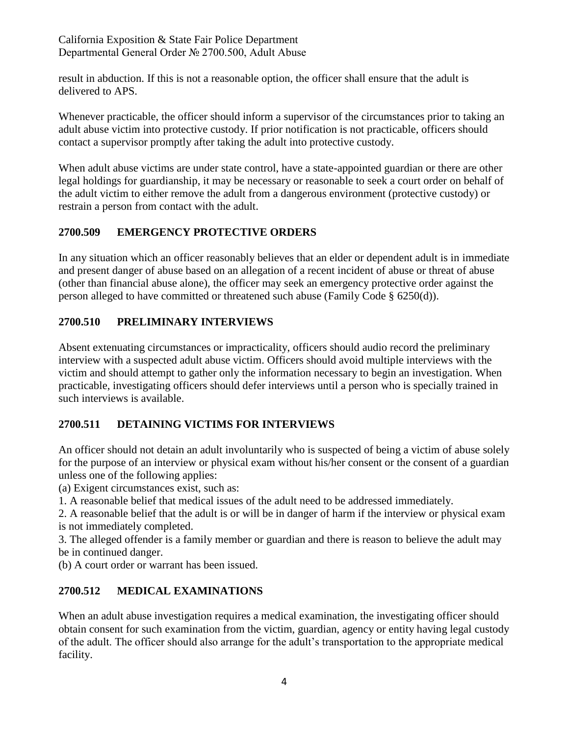result in abduction. If this is not a reasonable option, the officer shall ensure that the adult is delivered to APS.

Whenever practicable, the officer should inform a supervisor of the circumstances prior to taking an adult abuse victim into protective custody. If prior notification is not practicable, officers should contact a supervisor promptly after taking the adult into protective custody.

When adult abuse victims are under state control, have a state-appointed guardian or there are other legal holdings for guardianship, it may be necessary or reasonable to seek a court order on behalf of the adult victim to either remove the adult from a dangerous environment (protective custody) or restrain a person from contact with the adult.

## 2700.509 EMERGENCY PROTECTIVE ORDERS

In any situation which an officer reasonably believes that an elder or dependent adult is in immediate and present danger of abuse based on an allegation of a recent incident of abuse or threat of abuse (other than financial abuse alone), the officer may seek an emergency protective order against the person alleged to have committed or threatened such abuse (Family Code § 6250(d)).

## 2700.510 PRELIMINARY INTERVIEWS

Absent extenuating circumstances or impracticality, officers should audio record the preliminary interview with a suspected adult abuse victim. Officers should avoid multiple interviews with the victim and should attempt to gather only the information necessary to begin an investigation. When practicable, investigating officers should defer interviews until a person who is specially trained in such interviews is available.

## 2700.511 DETAINING VICTIMS FOR INTERVIEWS

An officer should not detain an adult involuntarily who is suspected of being a victim of abuse solely for the purpose of an interview or physical exam without his/her consent or the consent of a guardian unless one of the following applies:

(a) Exigent circumstances exist, such as:

1. A reasonable belief that medical issues of the adult need to be addressed immediately.
2. A reasonable belief that the adult is or will be in danger of harm if the interview or physical exam is not immediately completed.
3. The alleged offender is a family member or guardian and there is reason to believe the adult may be in continued danger.

(b) A court order or warrant has been issued.

## 2700.512 MEDICAL EXAMINATIONS

When an adult abuse investigation requires a medical examination, the investigating officer should obtain consent for such examination from the victim, guardian, agency or entity having legal custody of the adult. The officer should also arrange for the adult's transportation to the appropriate medical facility.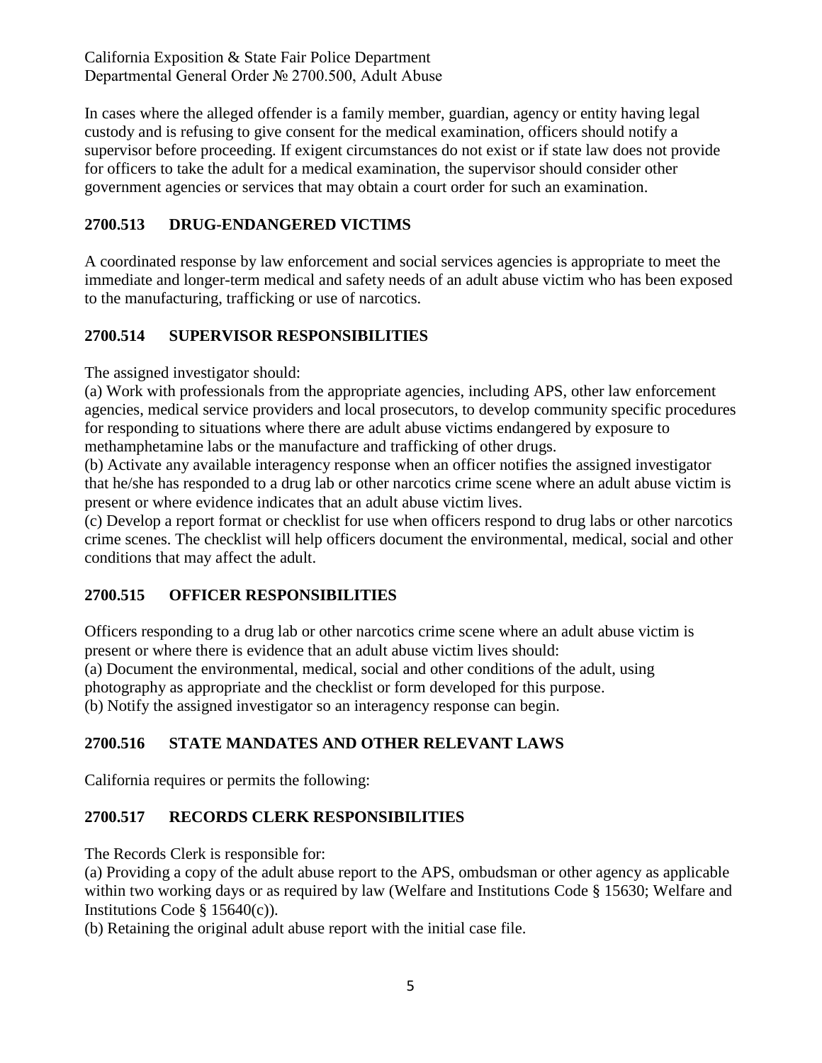In cases where the alleged offender is a family member, guardian, agency or entity having legal custody and is refusing to give consent for the medical examination, officers should notify a supervisor before proceeding. If exigent circumstances do not exist or if state law does not provide for officers to take the adult for a medical examination, the supervisor should consider other government agencies or services that may obtain a court order for such an examination.

## 2700.513 DRUG-ENDANGERED VICTIMS

A coordinated response by law enforcement and social services agencies is appropriate to meet the immediate and longer-term medical and safety needs of an adult abuse victim who has been exposed to the manufacturing, trafficking or use of narcotics.

## 2700.514 SUPERVISOR RESPONSIBILITIES

The assigned investigator should:

(a) Work with professionals from the appropriate agencies, including APS, other law enforcement agencies, medical service providers and local prosecutors, to develop community specific procedures for responding to situations where there are adult abuse victims endangered by exposure to methamphetamine labs or the manufacture and trafficking of other drugs.

(b) Activate any available interagency response when an officer notifies the assigned investigator that he/she has responded to a drug lab or other narcotics crime scene where an adult abuse victim is present or where evidence indicates that an adult abuse victim lives.

(c) Develop a report format or checklist for use when officers respond to drug labs or other narcotics crime scenes. The checklist will help officers document the environmental, medical, social and other conditions that may affect the adult.

## 2700.515 OFFICER RESPONSIBILITIES

Officers responding to a drug lab or other narcotics crime scene where an adult abuse victim is present or where there is evidence that an adult abuse victim lives should:

(a) Document the environmental, medical, social and other conditions of the adult, using photography as appropriate and the checklist or form developed for this purpose.

(b) Notify the assigned investigator so an interagency response can begin.

## 2700.516 STATE MANDATES AND OTHER RELEVANT LAWS

California requires or permits the following:

## 2700.517 RECORDS CLERK RESPONSIBILITIES

The Records Clerk is responsible for:

(a) Providing a copy of the adult abuse report to the APS, ombudsman or other agency as applicable within two working days or as required by law (Welfare and Institutions Code § 15630; Welfare and Institutions Code § 15640(c)).

(b) Retaining the original adult abuse report with the initial case file.